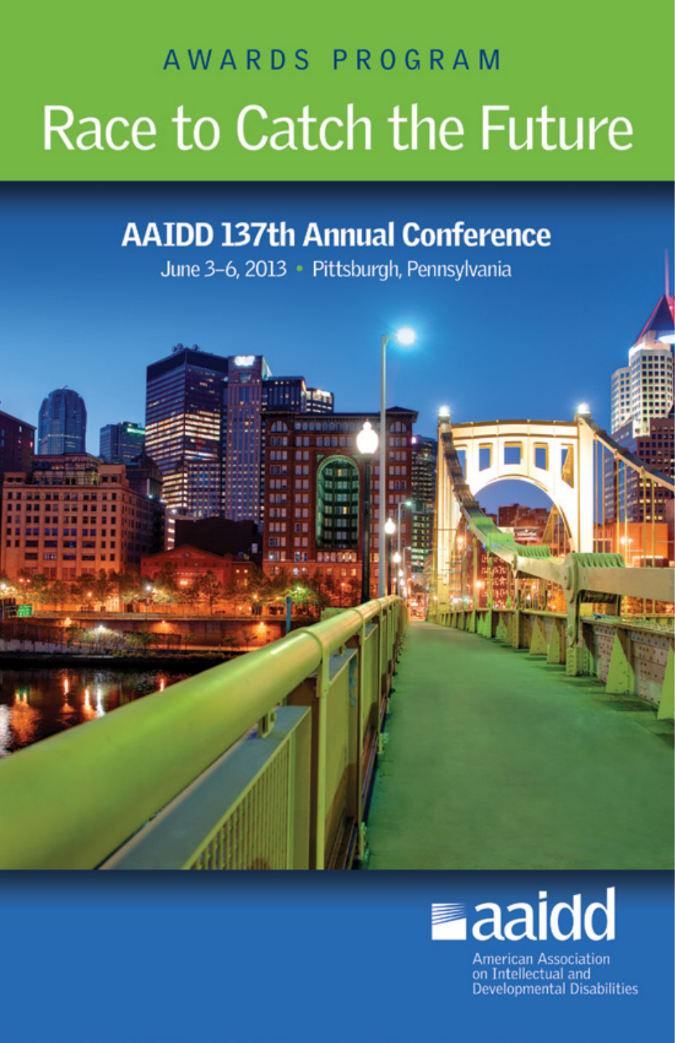AWARDS PROGRAM

# Race to Catch the Future

## AADD 137th Annual Conference

June 3–6, 2013 • Pittsburgh, Pennsylvania

aaidd

American Association on Intellectual and Developmental Disabilities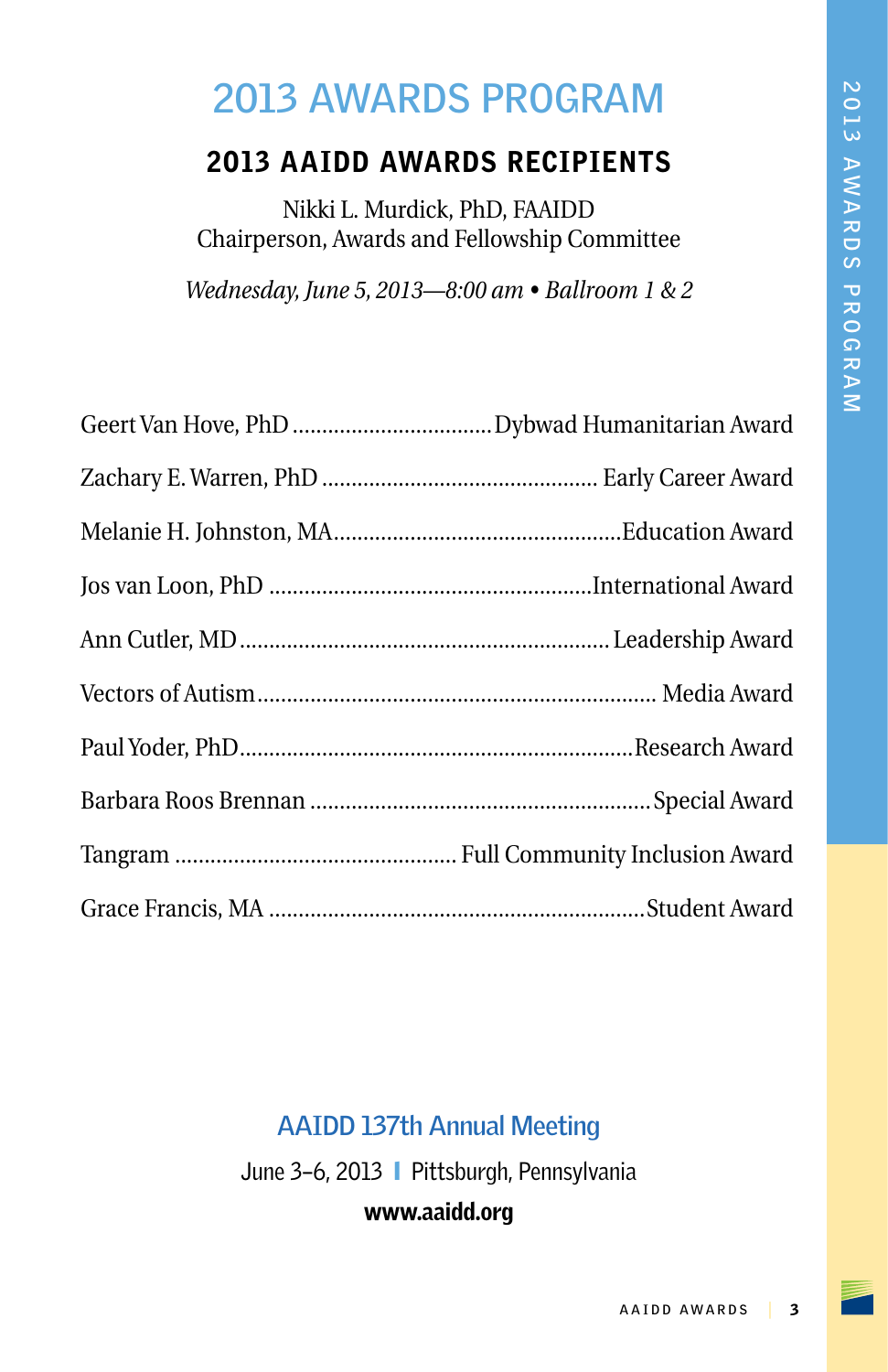# 2013 AWARDS PROGRAM

## 2013 AAIDD AWARDS RECIPIENTS

Nikki L. Murdick, PhD, FAAIDD
Chairperson, Awards and Fellowship Committee

*Wednesday, June 5, 2013—8:00 am • Ballroom 1 & 2*

Geert Van Hove, PhD .................................Dybwad Humanitarian Award

Zachary E. Warren, PhD ............................................. Early Career Award

Melanie H. Johnston, MA................................................Education Award

Jos van Loon, PhD .....................................................International Award

Ann Cutler, MD ............................................................. Leadership Award

Vectors of Autism.................................................................. Media Award

Paul Yoder, PhD.................................................................Research Award

Barbara Roos Brennan ........................................................Special Award

Tangram ............................................... Full Community Inclusion Award

Grace Francis, MA ..............................................................Student Award

**AAIDD 137th Annual Meeting**

June 3–6, 2013 | Pittsburgh, Pennsylvania

**www.aaidd.org**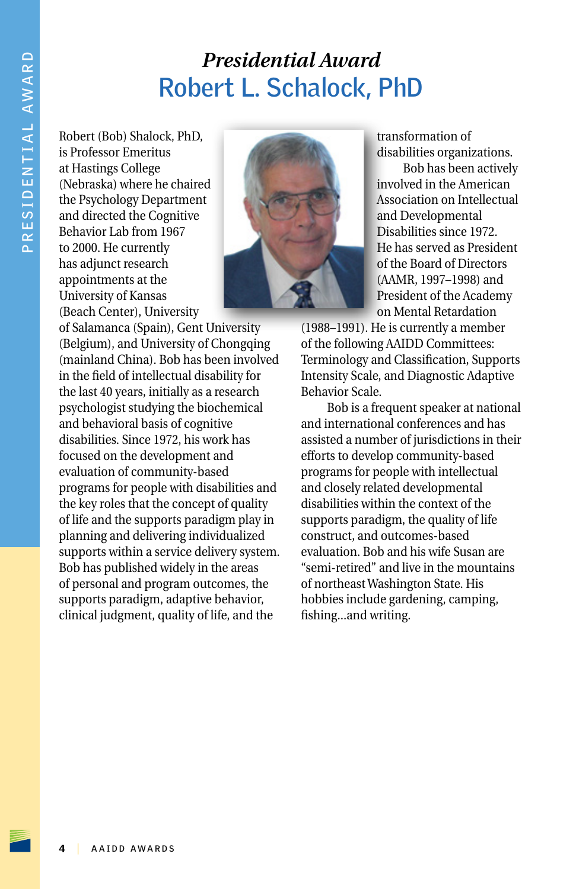# *Presidential Award*

# Robert L. Schalock, PhD

Robert (Bob) Shalock, PhD, is Professor Emeritus at Hastings College (Nebraska) where he chaired the Psychology Department and directed the Cognitive Behavior Lab from 1967 to 2000. He currently has adjunct research appointments at the University of Kansas (Beach Center), University of Salamanca (Spain), Gent University (Belgium), and University of Chongqing (mainland China). Bob has been involved in the field of intellectual disability for the last 40 years, initially as a research psychologist studying the biochemical and behavioral basis of cognitive disabilities. Since 1972, his work has focused on the development and evaluation of community-based programs for people with disabilities and the key roles that the concept of quality of life and the supports paradigm play in planning and delivering individualized supports within a service delivery system. Bob has published widely in the areas of personal and program outcomes, the supports paradigm, adaptive behavior, clinical judgment, quality of life, and the transformation of disabilities organizations.

Bob has been actively involved in the American Association on Intellectual and Developmental Disabilities since 1972. He has served as President of the Board of Directors (AAMR, 1997–1998) and President of the Academy on Mental Retardation (1988–1991). He is currently a member of the following AAIDD Committees: Terminology and Classification, Supports Intensity Scale, and Diagnostic Adaptive Behavior Scale.

Bob is a frequent speaker at national and international conferences and has assisted a number of jurisdictions in their efforts to develop community-based programs for people with intellectual and closely related developmental disabilities within the context of the supports paradigm, the quality of life construct, and outcomes-based evaluation. Bob and his wife Susan are "semi-retired" and live in the mountains of northeast Washington State. His hobbies include gardening, camping, fishing...and writing.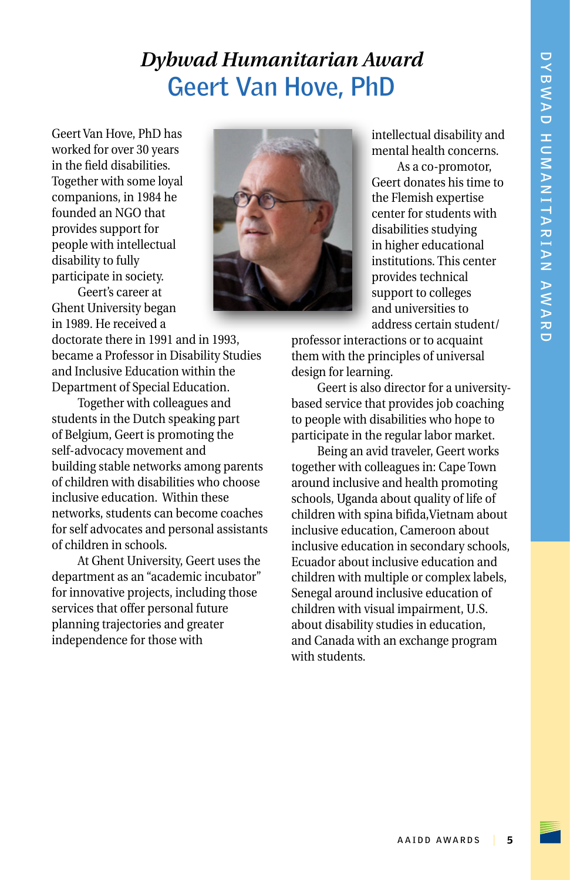# *Dybwad Humanitarian Award*

## Geert Van Hove, PhD

Geert Van Hove, PhD has worked for over 30 years in the field disabilities. Together with some loyal companions, in 1984 he founded an NGO that provides support for people with intellectual disability to fully participate in society.

Geert's career at Ghent University began in 1989. He received a doctorate there in 1991 and in 1993, became a Professor in Disability Studies and Inclusive Education within the Department of Special Education.

Together with colleagues and students in the Dutch speaking part of Belgium, Geert is promoting the self-advocacy movement and building stable networks among parents of children with disabilities who choose inclusive education. Within these networks, students can become coaches for self advocates and personal assistants of children in schools.

At Ghent University, Geert uses the department as an "academic incubator" for innovative projects, including those services that offer personal future planning trajectories and greater independence for those with intellectual disability and mental health concerns.

As a co-promotor, Geert donates his time to the Flemish expertise center for students with disabilities studying in higher educational institutions. This center provides technical support to colleges and universities to address certain student/professor interactions or to acquaint them with the principles of universal design for learning.

Geert is also director for a university-based service that provides job coaching to people with disabilities who hope to participate in the regular labor market.

Being an avid traveler, Geert works together with colleagues in: Cape Town around inclusive and health promoting schools, Uganda about quality of life of children with spina bifida,Vietnam about inclusive education, Cameroon about inclusive education in secondary schools, Ecuador about inclusive education and children with multiple or complex labels, Senegal around inclusive education of children with visual impairment, U.S. about disability studies in education, and Canada with an exchange program with students.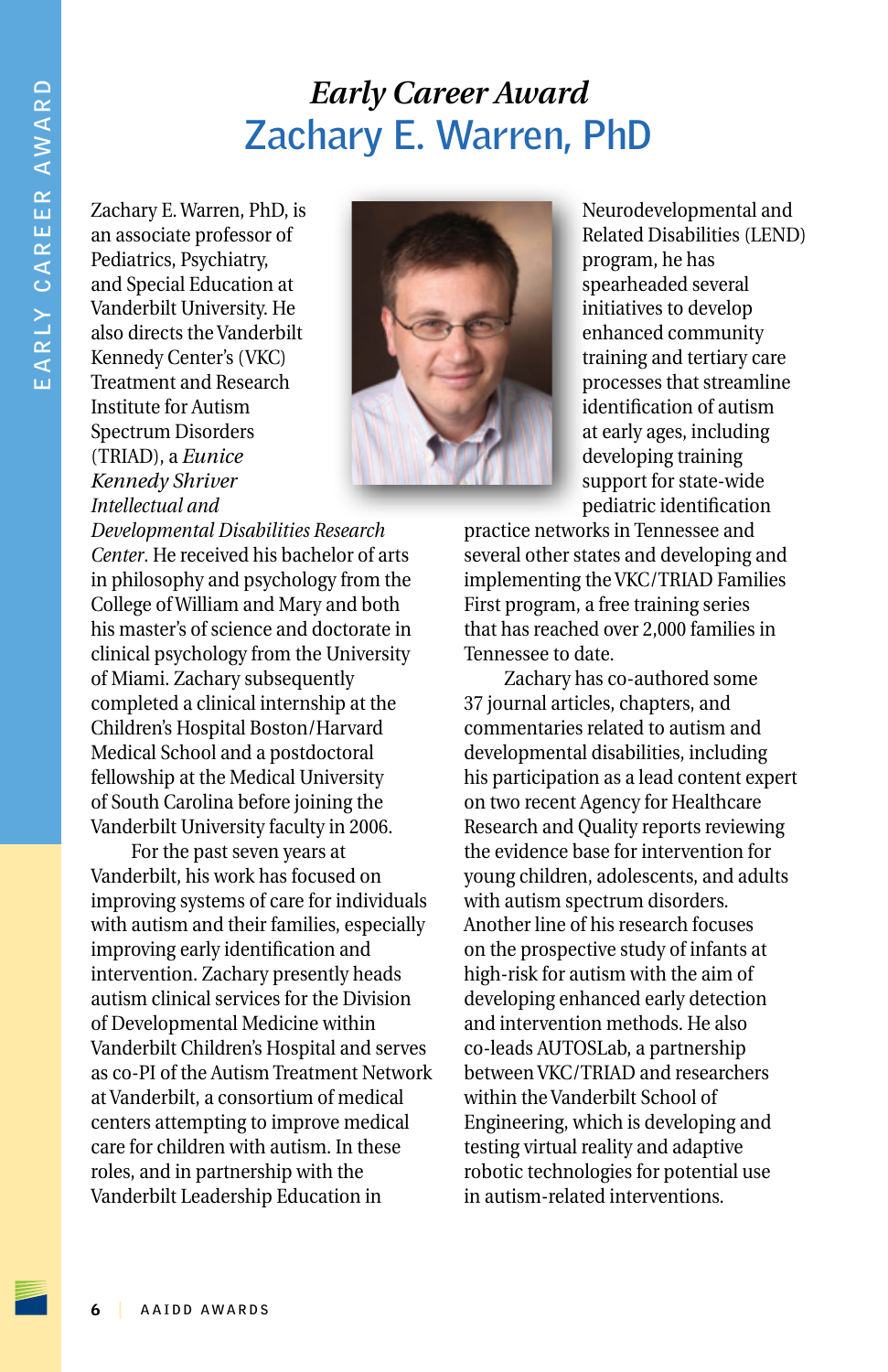# *Early Career Award*

## Zachary E. Warren, PhD

Zachary E. Warren, PhD, is an associate professor of Pediatrics, Psychiatry, and Special Education at Vanderbilt University. He also directs the Vanderbilt Kennedy Center's (VKC) Treatment and Research Institute for Autism Spectrum Disorders (TRIAD), a *Eunice Kennedy Shriver Intellectual and Developmental Disabilities Research Center*. He received his bachelor of arts in philosophy and psychology from the College of William and Mary and both his master's of science and doctorate in clinical psychology from the University of Miami. Zachary subsequently completed a clinical internship at the Children's Hospital Boston/Harvard Medical School and a postdoctoral fellowship at the Medical University of South Carolina before joining the Vanderbilt University faculty in 2006.

For the past seven years at Vanderbilt, his work has focused on improving systems of care for individuals with autism and their families, especially improving early identification and intervention. Zachary presently heads autism clinical services for the Division of Developmental Medicine within Vanderbilt Children's Hospital and serves as co-PI of the Autism Treatment Network at Vanderbilt, a consortium of medical centers attempting to improve medical care for children with autism. In these roles, and in partnership with the Vanderbilt Leadership Education in Neurodevelopmental and Related Disabilities (LEND) program, he has spearheaded several initiatives to develop enhanced community training and tertiary care processes that streamline identification of autism at early ages, including developing training support for state-wide pediatric identification practice networks in Tennessee and several other states and developing and implementing the VKC/TRIAD Families First program, a free training series that has reached over 2,000 families in Tennessee to date.

Zachary has co-authored some 37 journal articles, chapters, and commentaries related to autism and developmental disabilities, including his participation as a lead content expert on two recent Agency for Healthcare Research and Quality reports reviewing the evidence base for intervention for young children, adolescents, and adults with autism spectrum disorders. Another line of his research focuses on the prospective study of infants at high-risk for autism with the aim of developing enhanced early detection and intervention methods. He also co-leads AUTOSLab, a partnership between VKC/TRIAD and researchers within the Vanderbilt School of Engineering, which is developing and testing virtual reality and adaptive robotic technologies for potential use in autism-related interventions.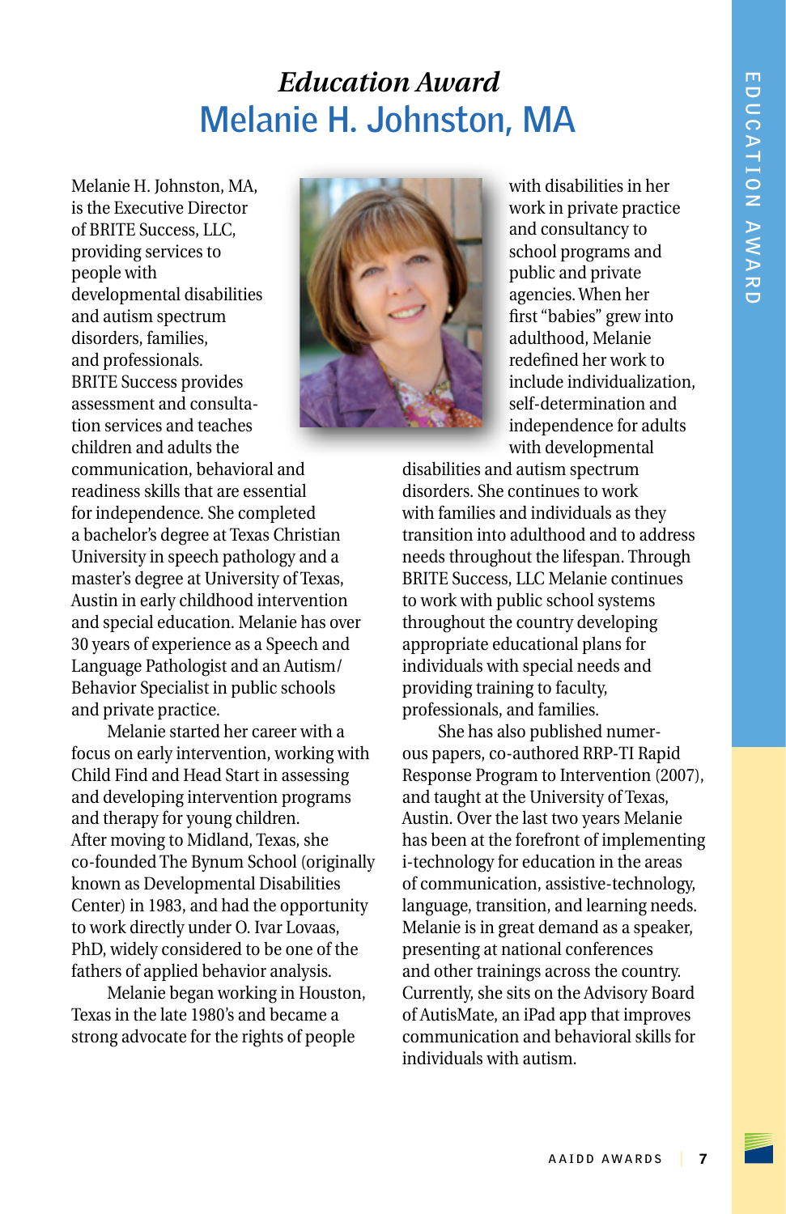# *Education Award*

## Melanie H. Johnston, MA

Melanie H. Johnston, MA, is the Executive Director of BRITE Success, LLC, providing services to people with developmental disabilities and autism spectrum disorders, families, and professionals. BRITE Success provides assessment and consultation services and teaches children and adults the communication, behavioral and readiness skills that are essential for independence. She completed a bachelor's degree at Texas Christian University in speech pathology and a master's degree at University of Texas, Austin in early childhood intervention and special education. Melanie has over 30 years of experience as a Speech and Language Pathologist and an Autism/ Behavior Specialist in public schools and private practice.

Melanie started her career with a focus on early intervention, working with Child Find and Head Start in assessing and developing intervention programs and therapy for young children. After moving to Midland, Texas, she co-founded The Bynum School (originally known as Developmental Disabilities Center) in 1983, and had the opportunity to work directly under O. Ivar Lovaas, PhD, widely considered to be one of the fathers of applied behavior analysis.

Melanie began working in Houston, Texas in the late 1980's and became a strong advocate for the rights of people with disabilities in her work in private practice and consultancy to school programs and public and private agencies. When her first "babies" grew into adulthood, Melanie redefined her work to include individualization, self-determination and independence for adults with developmental disabilities and autism spectrum disorders. She continues to work with families and individuals as they transition into adulthood and to address needs throughout the lifespan. Through BRITE Success, LLC Melanie continues to work with public school systems throughout the country developing appropriate educational plans for individuals with special needs and providing training to faculty, professionals, and families.

She has also published numerous papers, co-authored RRP-TI Rapid Response Program to Intervention (2007), and taught at the University of Texas, Austin. Over the last two years Melanie has been at the forefront of implementing i-technology for education in the areas of communication, assistive-technology, language, transition, and learning needs. Melanie is in great demand as a speaker, presenting at national conferences and other trainings across the country. Currently, she sits on the Advisory Board of AutisMate, an iPad app that improves communication and behavioral skills for individuals with autism.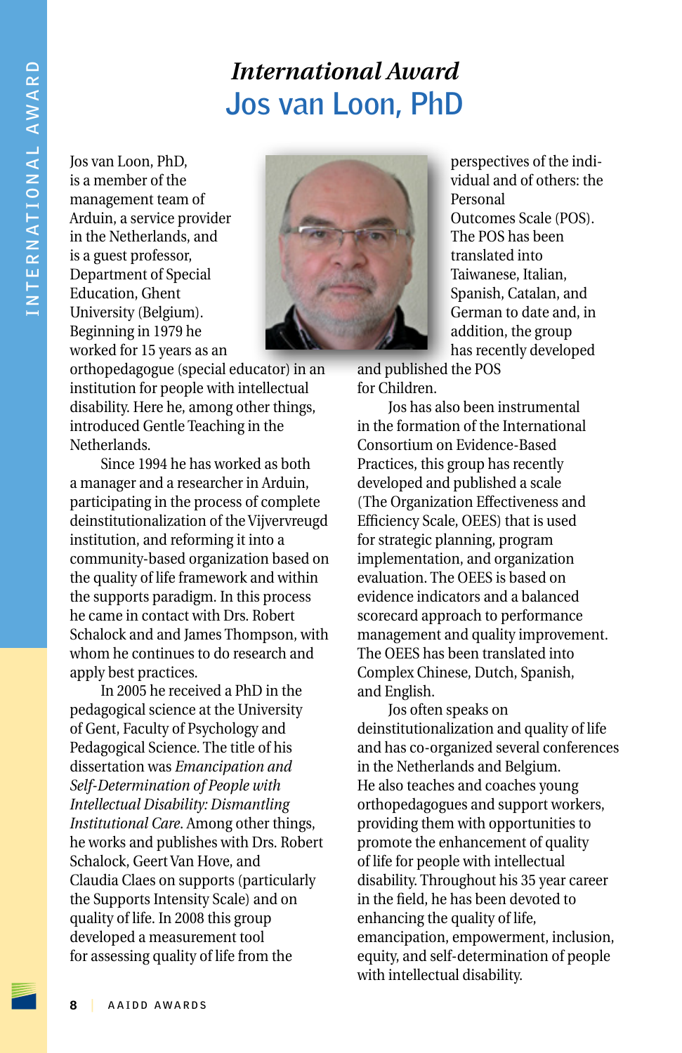# *International Award*

## Jos van Loon, PhD

Jos van Loon, PhD, is a member of the management team of Arduin, a service provider in the Netherlands, and is a guest professor, Department of Special Education, Ghent University (Belgium). Beginning in 1979 he worked for 15 years as an orthopedagogue (special educator) in an institution for people with intellectual disability. Here he, among other things, introduced Gentle Teaching in the Netherlands.

Since 1994 he has worked as both a manager and a researcher in Arduin, participating in the process of complete deinstitutionalization of the Vijvervreugd institution, and reforming it into a community-based organization based on the quality of life framework and within the supports paradigm. In this process he came in contact with Drs. Robert Schalock and and James Thompson, with whom he continues to do research and apply best practices.

In 2005 he received a PhD in the pedagogical science at the University of Gent, Faculty of Psychology and Pedagogical Science. The title of his dissertation was *Emancipation and Self-Determination of People with Intellectual Disability: Dismantling Institutional Care*. Among other things, he works and publishes with Drs. Robert Schalock, Geert Van Hove, and Claudia Claes on supports (particularly the Supports Intensity Scale) and on quality of life. In 2008 this group developed a measurement tool for assessing quality of life from the perspectives of the individual and of others: the Personal Outcomes Scale (POS). The POS has been translated into Taiwanese, Italian, Spanish, Catalan, and German to date and, in addition, the group has recently developed and published the POS for Children.

Jos has also been instrumental in the formation of the International Consortium on Evidence-Based Practices, this group has recently developed and published a scale (The Organization Effectiveness and Efficiency Scale, OEES) that is used for strategic planning, program implementation, and organization evaluation. The OEES is based on evidence indicators and a balanced scorecard approach to performance management and quality improvement. The OEES has been translated into Complex Chinese, Dutch, Spanish, and English.

Jos often speaks on deinstitutionalization and quality of life and has co-organized several conferences in the Netherlands and Belgium. He also teaches and coaches young orthopedagogues and support workers, providing them with opportunities to promote the enhancement of quality of life for people with intellectual disability. Throughout his 35 year career in the field, he has been devoted to enhancing the quality of life, emancipation, empowerment, inclusion, equity, and self-determination of people with intellectual disability.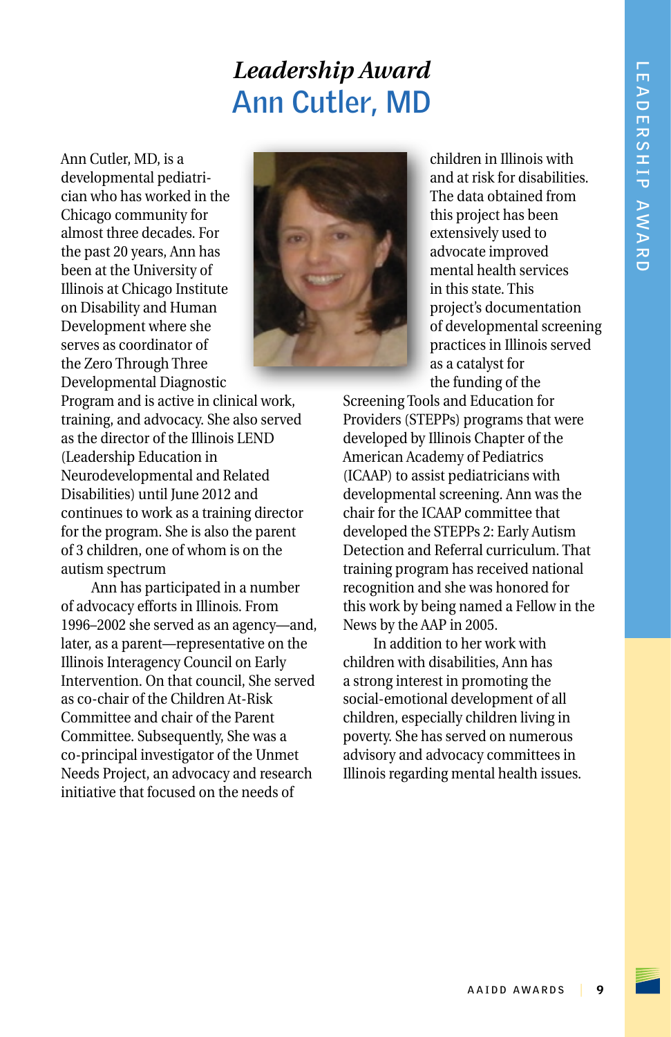# *Leadership Award*
## Ann Cutler, MD

Ann Cutler, MD, is a developmental pediatrician who has worked in the Chicago community for almost three decades. For the past 20 years, Ann has been at the University of Illinois at Chicago Institute on Disability and Human Development where she serves as coordinator of the Zero Through Three Developmental Diagnostic Program and is active in clinical work, training, and advocacy. She also served as the director of the Illinois LEND (Leadership Education in Neurodevelopmental and Related Disabilities) until June 2012 and continues to work as a training director for the program. She is also the parent of 3 children, one of whom is on the autism spectrum

Ann has participated in a number of advocacy efforts in Illinois. From 1996–2002 she served as an agency—and, later, as a parent—representative on the Illinois Interagency Council on Early Intervention. On that council, She served as co-chair of the Children At-Risk Committee and chair of the Parent Committee. Subsequently, She was a co-principal investigator of the Unmet Needs Project, an advocacy and research initiative that focused on the needs of children in Illinois with and at risk for disabilities. The data obtained from this project has been extensively used to advocate improved mental health services in this state. This project's documentation of developmental screening practices in Illinois served as a catalyst for the funding of the Screening Tools and Education for Providers (STEPPs) programs that were developed by Illinois Chapter of the American Academy of Pediatrics (ICAAP) to assist pediatricians with developmental screening. Ann was the chair for the ICAAP committee that developed the STEPPs 2: Early Autism Detection and Referral curriculum. That training program has received national recognition and she was honored for this work by being named a Fellow in the News by the AAP in 2005.

In addition to her work with children with disabilities, Ann has a strong interest in promoting the social-emotional development of all children, especially children living in poverty. She has served on numerous advisory and advocacy committees in Illinois regarding mental health issues.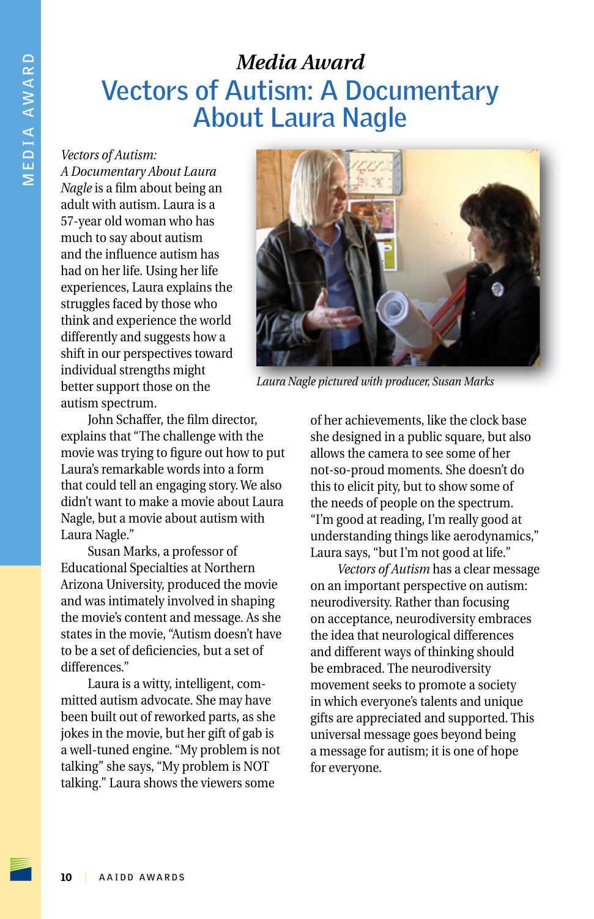*Media Award*

# Vectors of Autism: A Documentary About Laura Nagle

*Vectors of Autism: A Documentary About Laura Nagle* is a film about being an adult with autism. Laura is a 57-year old woman who has much to say about autism and the influence autism has had on her life. Using her life experiences, Laura explains the struggles faced by those who think and experience the world differently and suggests how a shift in our perspectives toward individual strengths might better support those on the autism spectrum.

*Laura Nagle pictured with producer, Susan Marks*

John Schaffer, the film director, explains that "The challenge with the movie was trying to figure out how to put Laura's remarkable words into a form that could tell an engaging story. We also didn't want to make a movie about Laura Nagle, but a movie about autism with Laura Nagle."

Susan Marks, a professor of Educational Specialties at Northern Arizona University, produced the movie and was intimately involved in shaping the movie's content and message. As she states in the movie, "Autism doesn't have to be a set of deficiencies, but a set of differences."

Laura is a witty, intelligent, committed autism advocate. She may have been built out of reworked parts, as she jokes in the movie, but her gift of gab is a well-tuned engine. "My problem is not talking" she says, "My problem is NOT talking." Laura shows the viewers some of her achievements, like the clock base she designed in a public square, but also allows the camera to see some of her not-so-proud moments. She doesn't do this to elicit pity, but to show some of the needs of people on the spectrum. "I'm good at reading, I'm really good at understanding things like aerodynamics," Laura says, "but I'm not good at life."

*Vectors of Autism* has a clear message on an important perspective on autism: neurodiversity. Rather than focusing on acceptance, neurodiversity embraces the idea that neurological differences and different ways of thinking should be embraced. The neurodiversity movement seeks to promote a society in which everyone's talents and unique gifts are appreciated and supported. This universal message goes beyond being a message for autism; it is one of hope for everyone.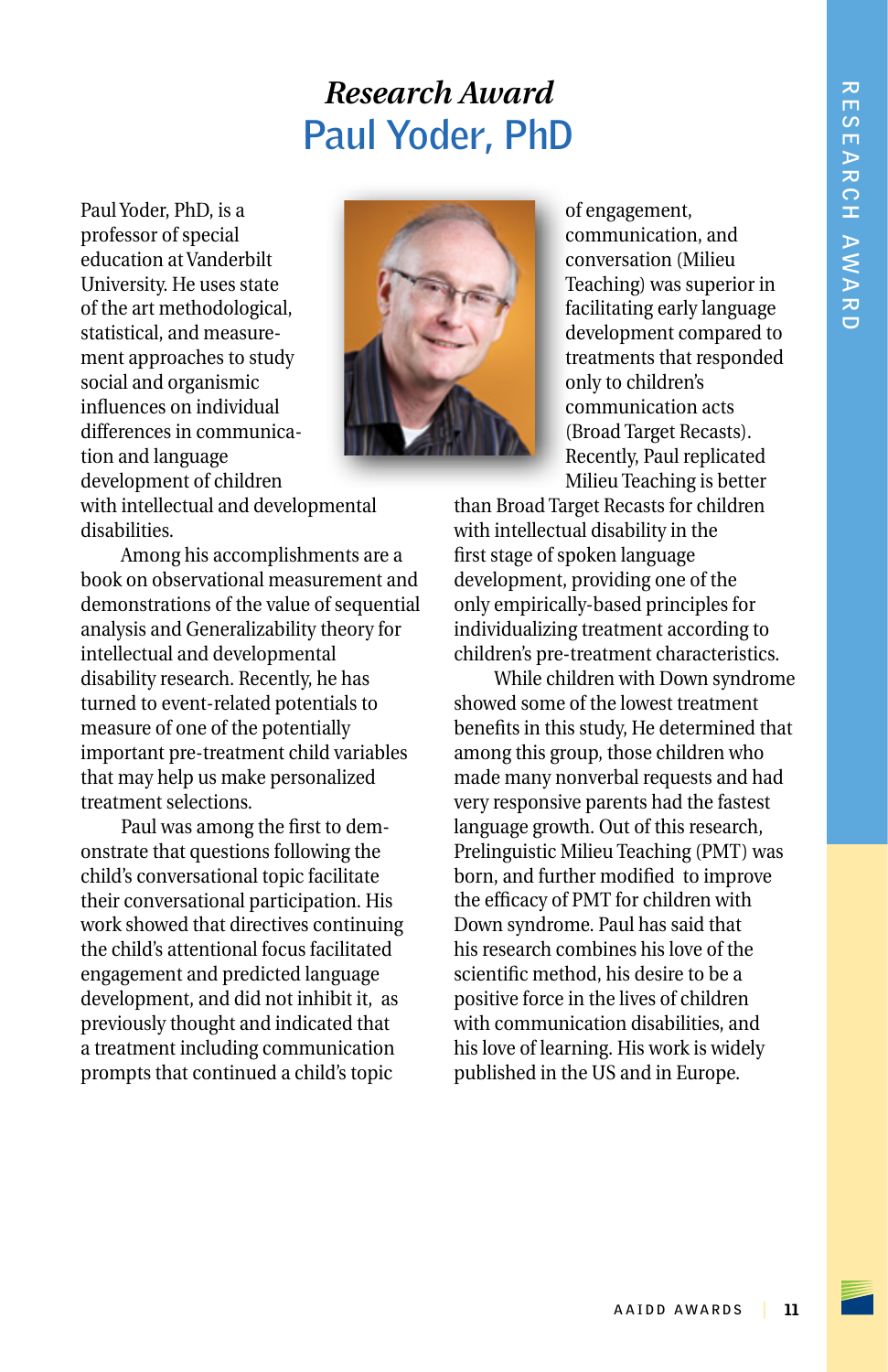# *Research Award*

## Paul Yoder, PhD

Paul Yoder, PhD, is a professor of special education at Vanderbilt University. He uses state of the art methodological, statistical, and measurement approaches to study social and organismic influences on individual differences in communication and language development of children with intellectual and developmental disabilities.

Among his accomplishments are a book on observational measurement and demonstrations of the value of sequential analysis and Generalizability theory for intellectual and developmental disability research. Recently, he has turned to event-related potentials to measure of one of the potentially important pre-treatment child variables that may help us make personalized treatment selections.

Paul was among the first to demonstrate that questions following the child's conversational topic facilitate their conversational participation. His work showed that directives continuing the child's attentional focus facilitated engagement and predicted language development, and did not inhibit it, as previously thought and indicated that a treatment including communication prompts that continued a child's topic of engagement, communication, and conversation (Milieu Teaching) was superior in facilitating early language development compared to treatments that responded only to children's communication acts (Broad Target Recasts). Recently, Paul replicated Milieu Teaching is better than Broad Target Recasts for children with intellectual disability in the first stage of spoken language development, providing one of the only empirically-based principles for individualizing treatment according to children's pre-treatment characteristics.

While children with Down syndrome showed some of the lowest treatment benefits in this study, He determined that among this group, those children who made many nonverbal requests and had very responsive parents had the fastest language growth. Out of this research, Prelinguistic Milieu Teaching (PMT) was born, and further modified to improve the efficacy of PMT for children with Down syndrome. Paul has said that his research combines his love of the scientific method, his desire to be a positive force in the lives of children with communication disabilities, and his love of learning. His work is widely published in the US and in Europe.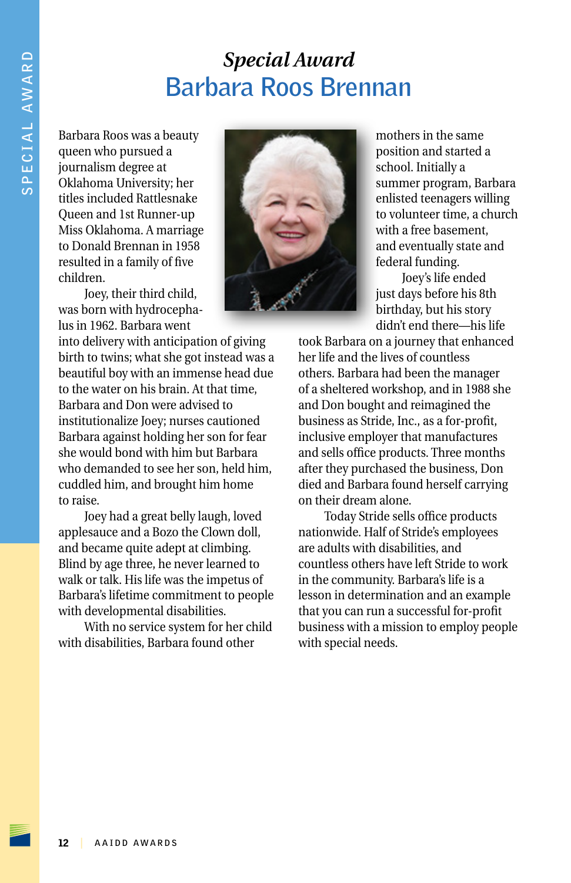*Special Award*

# Barbara Roos Brennan

Barbara Roos was a beauty queen who pursued a journalism degree at Oklahoma University; her titles included Rattlesnake Queen and 1st Runner-up Miss Oklahoma. A marriage to Donald Brennan in 1958 resulted in a family of five children.

Joey, their third child, was born with hydrocephalus in 1962. Barbara went into delivery with anticipation of giving birth to twins; what she got instead was a beautiful boy with an immense head due to the water on his brain. At that time, Barbara and Don were advised to institutionalize Joey; nurses cautioned Barbara against holding her son for fear she would bond with him but Barbara who demanded to see her son, held him, cuddled him, and brought him home to raise.

Joey had a great belly laugh, loved applesauce and a Bozo the Clown doll, and became quite adept at climbing. Blind by age three, he never learned to walk or talk. His life was the impetus of Barbara's lifetime commitment to people with developmental disabilities.

With no service system for her child with disabilities, Barbara found other mothers in the same position and started a school. Initially a summer program, Barbara enlisted teenagers willing to volunteer time, a church with a free basement, and eventually state and federal funding.

Joey's life ended just days before his 8th birthday, but his story didn't end there—his life took Barbara on a journey that enhanced her life and the lives of countless others. Barbara had been the manager of a sheltered workshop, and in 1988 she and Don bought and reimagined the business as Stride, Inc., as a for-profit, inclusive employer that manufactures and sells office products. Three months after they purchased the business, Don died and Barbara found herself carrying on their dream alone.

Today Stride sells office products nationwide. Half of Stride's employees are adults with disabilities, and countless others have left Stride to work in the community. Barbara's life is a lesson in determination and an example that you can run a successful for-profit business with a mission to employ people with special needs.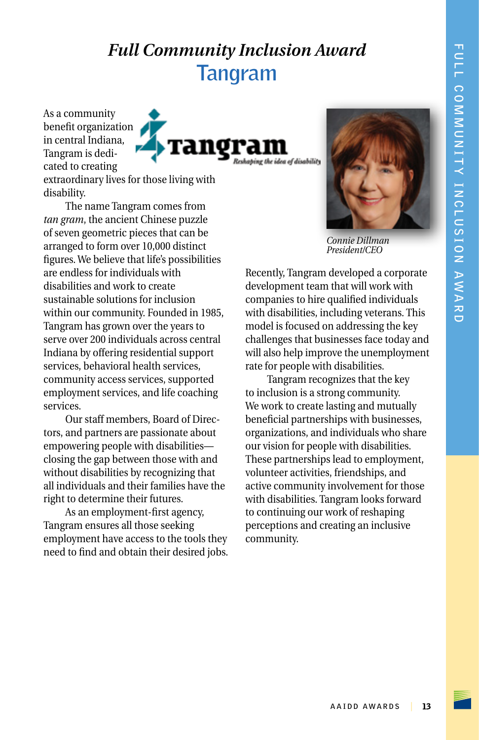# *Full Community Inclusion Award*

## Tangram

As a community benefit organization in central Indiana, Tangram is dedicated to creating extraordinary lives for those living with disability.

The name Tangram comes from *tan gram*, the ancient Chinese puzzle of seven geometric pieces that can be arranged to form over 10,000 distinct figures. We believe that life's possibilities are endless for individuals with disabilities and work to create sustainable solutions for inclusion within our community. Founded in 1985, Tangram has grown over the years to serve over 200 individuals across central Indiana by offering residential support services, behavioral health services, community access services, supported employment services, and life coaching services.

Our staff members, Board of Directors, and partners are passionate about empowering people with disabilities—closing the gap between those with and without disabilities by recognizing that all individuals and their families have the right to determine their futures.

As an employment-first agency, Tangram ensures all those seeking employment have access to the tools they need to find and obtain their desired jobs.

*Connie Dillman*
*President/CEO*

Recently, Tangram developed a corporate development team that will work with companies to hire qualified individuals with disabilities, including veterans. This model is focused on addressing the key challenges that businesses face today and will also help improve the unemployment rate for people with disabilities.

Tangram recognizes that the key to inclusion is a strong community. We work to create lasting and mutually beneficial partnerships with businesses, organizations, and individuals who share our vision for people with disabilities. These partnerships lead to employment, volunteer activities, friendships, and active community involvement for those with disabilities. Tangram looks forward to continuing our work of reshaping perceptions and creating an inclusive community.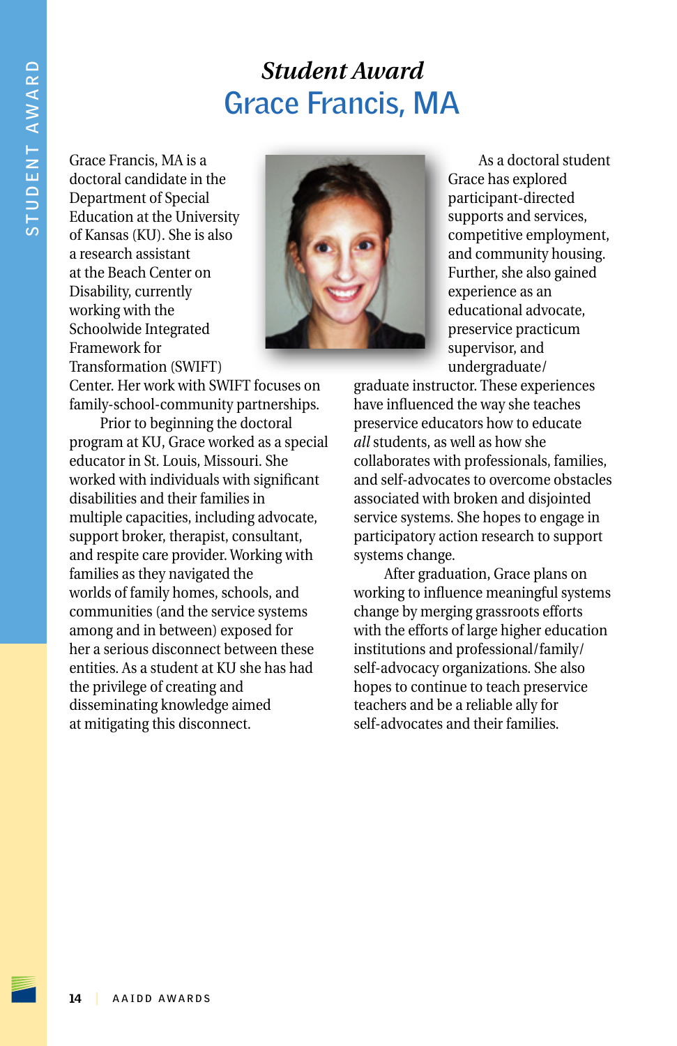## *Student Award*

# Grace Francis, MA

Grace Francis, MA is a doctoral candidate in the Department of Special Education at the University of Kansas (KU). She is also a research assistant at the Beach Center on Disability, currently working with the Schoolwide Integrated Framework for Transformation (SWIFT) Center. Her work with SWIFT focuses on family-school-community partnerships.

Prior to beginning the doctoral program at KU, Grace worked as a special educator in St. Louis, Missouri. She worked with individuals with significant disabilities and their families in multiple capacities, including advocate, support broker, therapist, consultant, and respite care provider. Working with families as they navigated the worlds of family homes, schools, and communities (and the service systems among and in between) exposed for her a serious disconnect between these entities. As a student at KU she has had the privilege of creating and disseminating knowledge aimed at mitigating this disconnect.

As a doctoral student Grace has explored participant-directed supports and services, competitive employment, and community housing. Further, she also gained experience as an educational advocate, preservice practicum supervisor, and undergraduate/graduate instructor. These experiences have influenced the way she teaches preservice educators how to educate *all* students, as well as how she collaborates with professionals, families, and self-advocates to overcome obstacles associated with broken and disjointed service systems. She hopes to engage in participatory action research to support systems change.

After graduation, Grace plans on working to influence meaningful systems change by merging grassroots efforts with the efforts of large higher education institutions and professional/family/self-advocacy organizations. She also hopes to continue to teach preservice teachers and be a reliable ally for self-advocates and their families.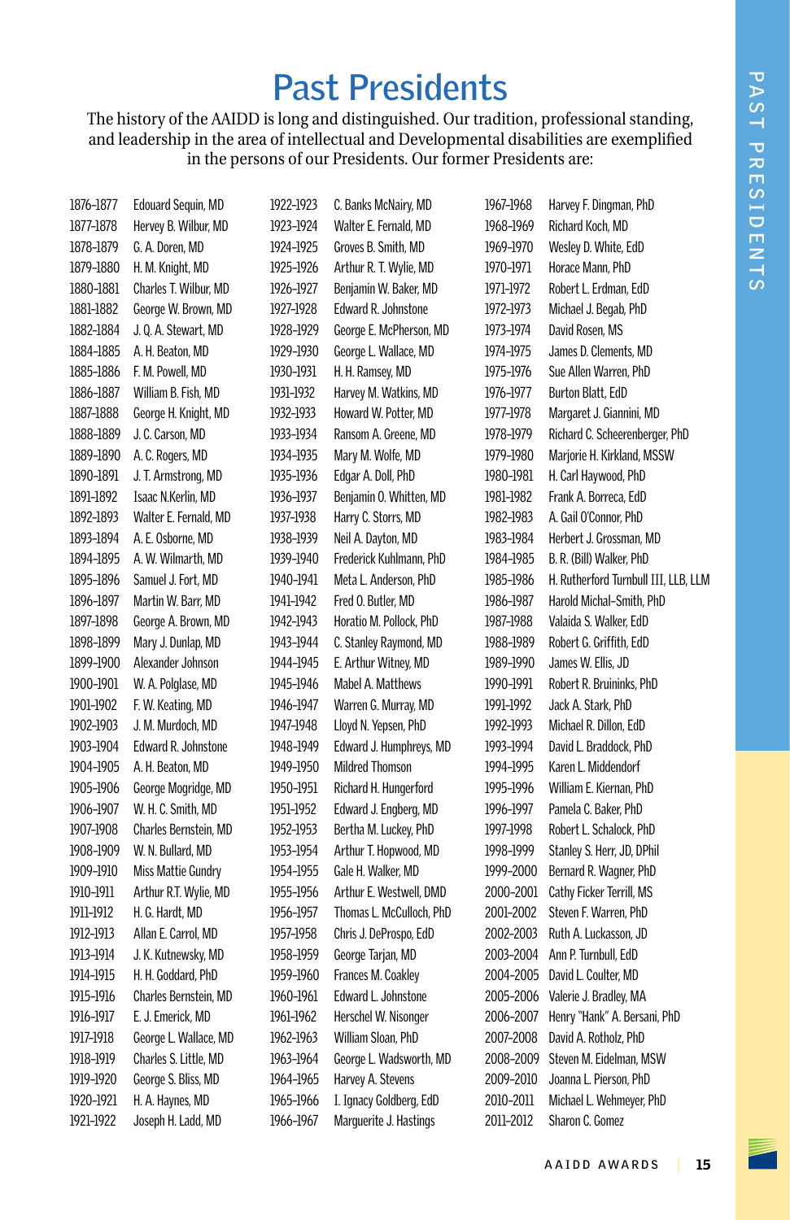# Past Presidents

The history of the AAIDD is long and distinguished. Our tradition, professional standing, and leadership in the area of intellectual and Developmental disabilities are exemplified in the persons of our Presidents. Our former Presidents are:

| Years | President |
|---|---|
| 1876–1877 | Edouard Sequin, MD |
| 1877–1878 | Hervey B. Wilbur, MD |
| 1878–1879 | G. A. Doren, MD |
| 1879–1880 | H. M. Knight, MD |
| 1880–1881 | Charles T. Wilbur, MD |
| 1881–1882 | George W. Brown, MD |
| 1882–1884 | J. Q. A. Stewart, MD |
| 1884–1885 | A. H. Beaton, MD |
| 1885–1886 | F. M. Powell, MD |
| 1886–1887 | William B. Fish, MD |
| 1887–1888 | George H. Knight, MD |
| 1888–1889 | J. C. Carson, MD |
| 1889–1890 | A. C. Rogers, MD |
| 1890–1891 | J. T. Armstrong, MD |
| 1891–1892 | Isaac N.Kerlin, MD |
| 1892–1893 | Walter E. Fernald, MD |
| 1893–1894 | A. E. Osborne, MD |
| 1894–1895 | A. W. Wilmarth, MD |
| 1895–1896 | Samuel J. Fort, MD |
| 1896–1897 | Martin W. Barr, MD |
| 1897–1898 | George A. Brown, MD |
| 1898–1899 | Mary J. Dunlap, MD |
| 1899–1900 | Alexander Johnson |
| 1900–1901 | W. A. Polglase, MD |
| 1901–1902 | F. W. Keating, MD |
| 1902–1903 | J. M. Murdoch, MD |
| 1903–1904 | Edward R. Johnstone |
| 1904–1905 | A. H. Beaton, MD |
| 1905–1906 | George Mogridge, MD |
| 1906–1907 | W. H. C. Smith, MD |
| 1907–1908 | Charles Bernstein, MD |
| 1908–1909 | W. N. Bullard, MD |
| 1909–1910 | Miss Mattie Gundry |
| 1910–1911 | Arthur R.T. Wylie, MD |
| 1911–1912 | H. G. Hardt, MD |
| 1912–1913 | Allan E. Carrol, MD |
| 1913–1914 | J. K. Kutnewsky, MD |
| 1914–1915 | H. H. Goddard, PhD |
| 1915–1916 | Charles Bernstein, MD |
| 1916–1917 | E. J. Emerick, MD |
| 1917–1918 | George L. Wallace, MD |
| 1918–1919 | Charles S. Little, MD |
| 1919–1920 | George S. Bliss, MD |
| 1920–1921 | H. A. Haynes, MD |
| 1921–1922 | Joseph H. Ladd, MD |
| 1922–1923 | C. Banks McNairy, MD |
| 1923–1924 | Walter E. Fernald, MD |
| 1924–1925 | Groves B. Smith, MD |
| 1925–1926 | Arthur R. T. Wylie, MD |
| 1926–1927 | Benjamin W. Baker, MD |
| 1927–1928 | Edward R. Johnstone |
| 1928–1929 | George E. McPherson, MD |
| 1929–1930 | George L. Wallace, MD |
| 1930–1931 | H. H. Ramsey, MD |
| 1931–1932 | Harvey M. Watkins, MD |
| 1932–1933 | Howard W. Potter, MD |
| 1933–1934 | Ransom A. Greene, MD |
| 1934–1935 | Mary M. Wolfe, MD |
| 1935–1936 | Edgar A. Doll, PhD |
| 1936–1937 | Benjamin O. Whitten, MD |
| 1937–1938 | Harry C. Storrs, MD |
| 1938–1939 | Neil A. Dayton, MD |
| 1939–1940 | Frederick Kuhlmann, PhD |
| 1940–1941 | Meta L. Anderson, PhD |
| 1941–1942 | Fred O. Butler, MD |
| 1942–1943 | Horatio M. Pollock, PhD |
| 1943–1944 | C. Stanley Raymond, MD |
| 1944–1945 | E. Arthur Witney, MD |
| 1945–1946 | Mabel A. Matthews |
| 1946–1947 | Warren G. Murray, MD |
| 1947–1948 | Lloyd N. Yepsen, PhD |
| 1948–1949 | Edward J. Humphreys, MD |
| 1949–1950 | Mildred Thomson |
| 1950–1951 | Richard H. Hungerford |
| 1951–1952 | Edward J. Engberg, MD |
| 1952–1953 | Bertha M. Luckey, PhD |
| 1953–1954 | Arthur T. Hopwood, MD |
| 1954–1955 | Gale H. Walker, MD |
| 1955–1956 | Arthur E. Westwell, DMD |
| 1956–1957 | Thomas L. McCulloch, PhD |
| 1957–1958 | Chris J. DeProspo, EdD |
| 1958–1959 | George Tarjan, MD |
| 1959–1960 | Frances M. Coakley |
| 1960–1961 | Edward L. Johnstone |
| 1961–1962 | Herschel W. Nisonger |
| 1962–1963 | William Sloan, PhD |
| 1963–1964 | George L. Wadsworth, MD |
| 1964–1965 | Harvey A. Stevens |
| 1965–1966 | I. Ignacy Goldberg, EdD |
| 1966–1967 | Marguerite J. Hastings |
| 1967–1968 | Harvey F. Dingman, PhD |
| 1968–1969 | Richard Koch, MD |
| 1969–1970 | Wesley D. White, EdD |
| 1970–1971 | Horace Mann, PhD |
| 1971–1972 | Robert L. Erdman, EdD |
| 1972–1973 | Michael J. Begab, PhD |
| 1973–1974 | David Rosen, MS |
| 1974–1975 | James D. Clements, MD |
| 1975–1976 | Sue Allen Warren, PhD |
| 1976–1977 | Burton Blatt, EdD |
| 1977–1978 | Margaret J. Giannini, MD |
| 1978–1979 | Richard C. Scheerenberger, PhD |
| 1979–1980 | Marjorie H. Kirkland, MSSW |
| 1980–1981 | H. Carl Haywood, PhD |
| 1981–1982 | Frank A. Borreca, EdD |
| 1982–1983 | A. Gail O'Connor, PhD |
| 1983–1984 | Herbert J. Grossman, MD |
| 1984–1985 | B. R. (Bill) Walker, PhD |
| 1985–1986 | H. Rutherford Turnbull III, LLB, LLM |
| 1986–1987 | Harold Michal-Smith, PhD |
| 1987–1988 | Valaida S. Walker, EdD |
| 1988–1989 | Robert G. Griffith, EdD |
| 1989–1990 | James W. Ellis, JD |
| 1990–1991 | Robert R. Bruininks, PhD |
| 1991–1992 | Jack A. Stark, PhD |
| 1992–1993 | Michael R. Dillon, EdD |
| 1993–1994 | David L. Braddock, PhD |
| 1994–1995 | Karen L. Middendorf |
| 1995–1996 | William E. Kiernan, PhD |
| 1996–1997 | Pamela C. Baker, PhD |
| 1997–1998 | Robert L. Schalock, PhD |
| 1998–1999 | Stanley S. Herr, JD, DPhil |
| 1999–2000 | Bernard R. Wagner, PhD |
| 2000–2001 | Cathy Ficker Terrill, MS |
| 2001–2002 | Steven F. Warren, PhD |
| 2002–2003 | Ruth A. Luckasson, JD |
| 2003–2004 | Ann P. Turnbull, EdD |
| 2004–2005 | David L. Coulter, MD |
| 2005–2006 | Valerie J. Bradley, MA |
| 2006–2007 | Henry "Hank" A. Bersani, PhD |
| 2007–2008 | David A. Rotholz, PhD |
| 2008–2009 | Steven M. Eidelman, MSW |
| 2009–2010 | Joanna L. Pierson, PhD |
| 2010–2011 | Michael L. Wehmeyer, PhD |
| 2011–2012 | Sharon C. Gomez |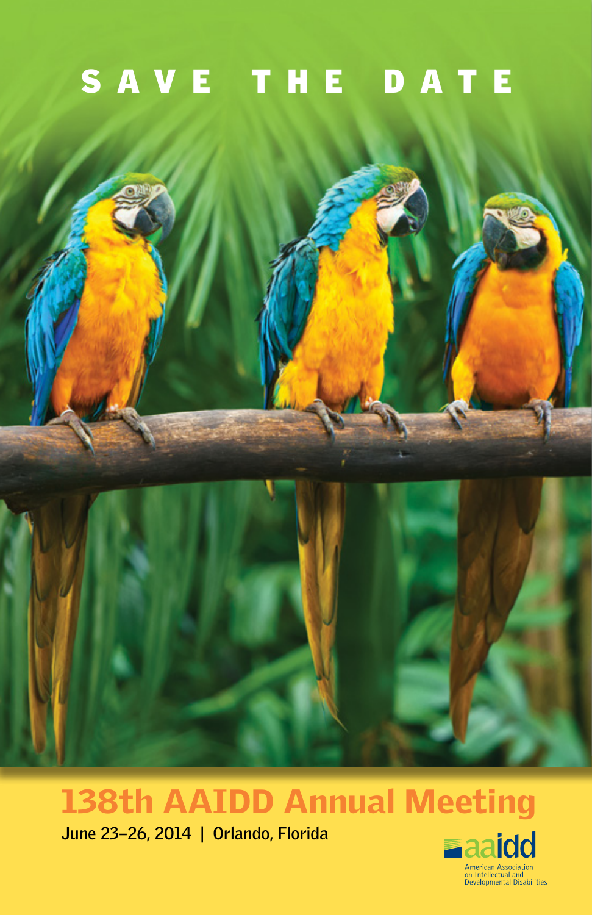SAVE THE DATE

# 138th AAIDD Annual Meeting

**June 23–26, 2014 | Orlando, Florida**

aaidd

American Association on Intellectual and Developmental Disabilities